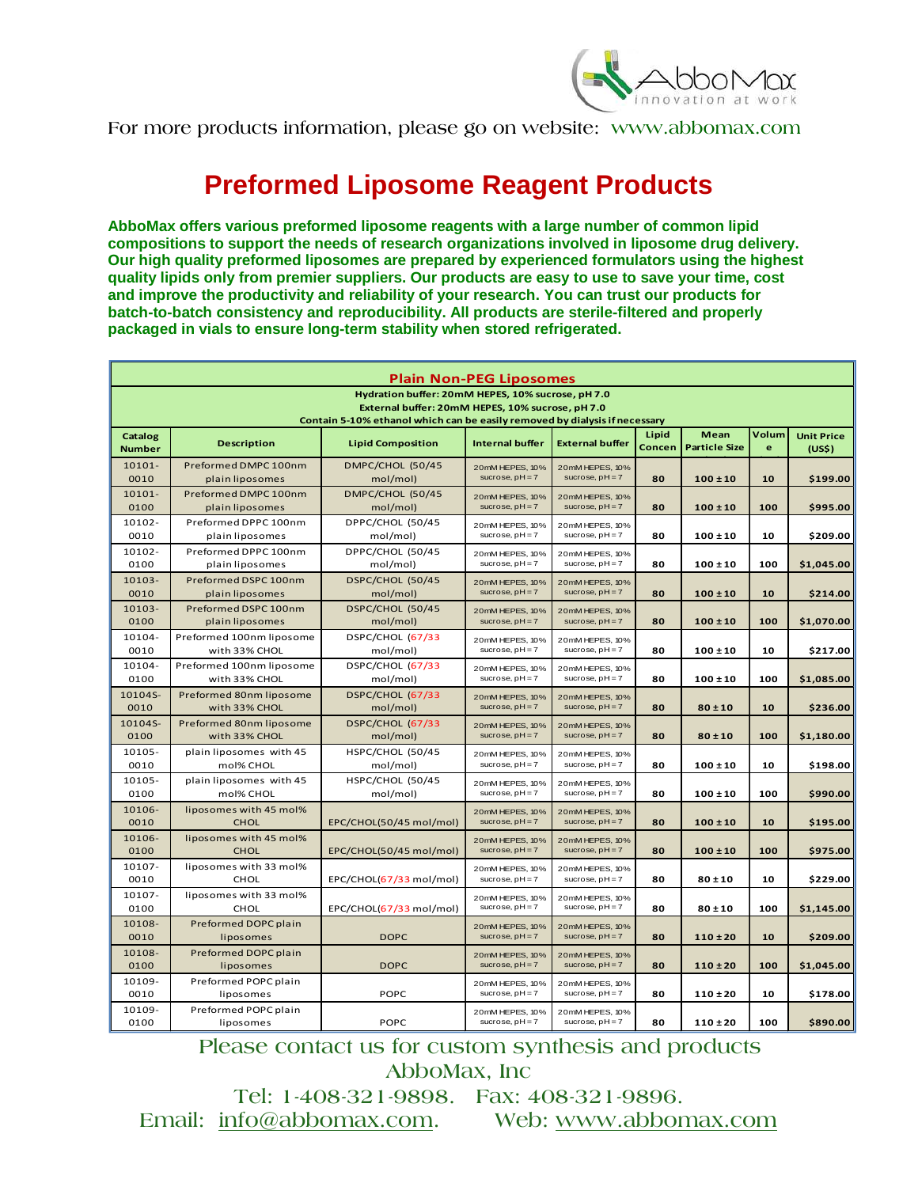For more products information, please go on website: www.abbomax.com

# Preformed Liposome Reagent Products

**AbboMax offers various preformed liposome reagents with a large number of common lipid compositions to support the needs of research organizations involved in liposome drug delivery. Our high quality preformed liposomes are prepared by experienced formulators using the highest quality lipids only from premier suppliers. Our products are easy to use to save your time, cost and improve the productivity and reliability of your research. You can trust our products for batch-to-batch consistency and reproducibility. All products are sterile-filtered and properly packaged in vials to ensure long-term stability when stored refrigerated.**

**Plain Non-PEG Liposomes**

Hydration buffer: 20mM HEPES, 10% sucrose, pH 7.0
External buffer: 20mM HEPES, 10% sucrose, pH 7.0
Contain 5-10% ethanol which can be easily removed by dialysis if necessary

| Catalog Number | Description | Lipid Composition | Internal buffer | External buffer | Lipid Concen | Mean Particle Size | Volume | Unit Price (US$) |
|---|---|---|---|---|---|---|---|---|
| 10101-0010 | Preformed DMPC 100nm plain liposomes | DMPC/CHOL (50/45 mol/mol) | 20mM HEPES, 10% sucrose, pH = 7 | 20mM HEPES, 10% sucrose, pH = 7 | 80 | 100 ± 10 | 10 | $199.00 |
| 10101-0100 | Preformed DMPC 100nm plain liposomes | DMPC/CHOL (50/45 mol/mol) | 20mM HEPES, 10% sucrose, pH = 7 | 20mM HEPES, 10% sucrose, pH = 7 | 80 | 100 ± 10 | 100 | $995.00 |
| 10102-0010 | Preformed DPPC 100nm plain liposomes | DPPC/CHOL (50/45 mol/mol) | 20mM HEPES, 10% sucrose, pH = 7 | 20mM HEPES, 10% sucrose, pH = 7 | 80 | 100 ± 10 | 10 | $209.00 |
| 10102-0100 | Preformed DPPC 100nm plain liposomes | DPPC/CHOL (50/45 mol/mol) | 20mM HEPES, 10% sucrose, pH = 7 | 20mM HEPES, 10% sucrose, pH = 7 | 80 | 100 ± 10 | 100 | $1,045.00 |
| 10103-0010 | Preformed DSPC 100nm plain liposomes | DSPC/CHOL (50/45 mol/mol) | 20mM HEPES, 10% sucrose, pH = 7 | 20mM HEPES, 10% sucrose, pH = 7 | 80 | 100 ± 10 | 10 | $214.00 |
| 10103-0100 | Preformed DSPC 100nm plain liposomes | DSPC/CHOL (50/45 mol/mol) | 20mM HEPES, 10% sucrose, pH = 7 | 20mM HEPES, 10% sucrose, pH = 7 | 80 | 100 ± 10 | 100 | $1,070.00 |
| 10104-0010 | Preformed 100nm liposome with 33% CHOL | DSPC/CHOL (67/33 mol/mol) | 20mM HEPES, 10% sucrose, pH = 7 | 20mM HEPES, 10% sucrose, pH = 7 | 80 | 100 ± 10 | 10 | $217.00 |
| 10104-0100 | Preformed 100nm liposome with 33% CHOL | DSPC/CHOL (67/33 mol/mol) | 20mM HEPES, 10% sucrose, pH = 7 | 20mM HEPES, 10% sucrose, pH = 7 | 80 | 100 ± 10 | 100 | $1,085.00 |
| 10104S-0010 | Preformed 80nm liposome with 33% CHOL | DSPC/CHOL (67/33 mol/mol) | 20mM HEPES, 10% sucrose, pH = 7 | 20mM HEPES, 10% sucrose, pH = 7 | 80 | 80 ± 10 | 10 | $236.00 |
| 10104S-0100 | Preformed 80nm liposome with 33% CHOL | DSPC/CHOL (67/33 mol/mol) | 20mM HEPES, 10% sucrose, pH = 7 | 20mM HEPES, 10% sucrose, pH = 7 | 80 | 80 ± 10 | 100 | $1,180.00 |
| 10105-0010 | plain liposomes with 45 mol% CHOL | HSPC/CHOL (50/45 mol/mol) | 20mM HEPES, 10% sucrose, pH = 7 | 20mM HEPES, 10% sucrose, pH = 7 | 80 | 100 ± 10 | 10 | $198.00 |
| 10105-0100 | plain liposomes with 45 mol% CHOL | HSPC/CHOL (50/45 mol/mol) | 20mM HEPES, 10% sucrose, pH = 7 | 20mM HEPES, 10% sucrose, pH = 7 | 80 | 100 ± 10 | 100 | $990.00 |
| 10106-0010 | liposomes with 45 mol% CHOL | EPC/CHOL(50/45 mol/mol) | 20mM HEPES, 10% sucrose, pH = 7 | 20mM HEPES, 10% sucrose, pH = 7 | 80 | 100 ± 10 | 10 | $195.00 |
| 10106-0100 | liposomes with 45 mol% CHOL | EPC/CHOL(50/45 mol/mol) | 20mM HEPES, 10% sucrose, pH = 7 | 20mM HEPES, 10% sucrose, pH = 7 | 80 | 100 ± 10 | 100 | $975.00 |
| 10107-0010 | liposomes with 33 mol% CHOL | EPC/CHOL(67/33 mol/mol) | 20mM HEPES, 10% sucrose, pH = 7 | 20mM HEPES, 10% sucrose, pH = 7 | 80 | 80 ± 10 | 10 | $229.00 |
| 10107-0100 | liposomes with 33 mol% CHOL | EPC/CHOL(67/33 mol/mol) | 20mM HEPES, 10% sucrose, pH = 7 | 20mM HEPES, 10% sucrose, pH = 7 | 80 | 80 ± 10 | 100 | $1,145.00 |
| 10108-0010 | Preformed DOPC plain liposomes | DOPC | 20mM HEPES, 10% sucrose, pH = 7 | 20mM HEPES, 10% sucrose, pH = 7 | 80 | 110 ± 20 | 10 | $209.00 |
| 10108-0100 | Preformed DOPC plain liposomes | DOPC | 20mM HEPES, 10% sucrose, pH = 7 | 20mM HEPES, 10% sucrose, pH = 7 | 80 | 110 ± 20 | 100 | $1,045.00 |
| 10109-0010 | Preformed POPC plain liposomes | POPC | 20mM HEPES, 10% sucrose, pH = 7 | 20mM HEPES, 10% sucrose, pH = 7 | 80 | 110 ± 20 | 10 | $178.00 |
| 10109-0100 | Preformed POPC plain liposomes | POPC | 20mM HEPES, 10% sucrose, pH = 7 | 20mM HEPES, 10% sucrose, pH = 7 | 80 | 110 ± 20 | 100 | $890.00 |

Please contact us for custom synthesis and products
AbboMax, Inc
Tel: 1-408-321-9898. Fax: 408-321-9896.
Email: info@abbomax.com. Web: www.abbomax.com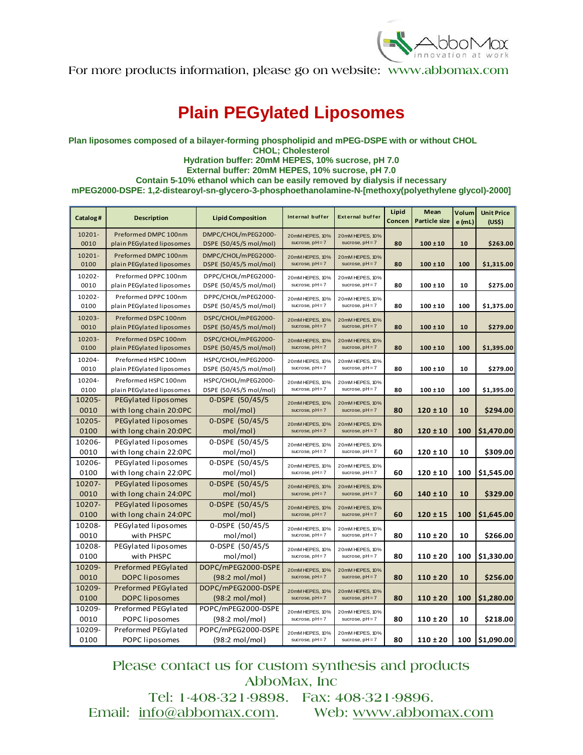For more products information, please go on website: www.abbomax.com

# Plain PEGylated Liposomes

**Plan liposomes composed of a bilayer-forming phospholipid and mPEG-DSPE with or without CHOL**
**CHOL; Cholesterol**
**Hydration buffer: 20mM HEPES, 10% sucrose, pH 7.0**
**External buffer: 20mM HEPES, 10% sucrose, pH 7.0**
**Contain 5-10% ethanol which can be easily removed by dialysis if necessary**
**mPEG2000-DSPE: 1,2-distearoyl-sn-glycero-3-phosphoethanolamine-N-[methoxy(polyethylene glycol)-2000]**

| Catalog# | Description | Lipid Composition | Internal buffer | External buffer | Lipid Concen | Mean Particle size | Volume (mL) | Unit Price (US$) |
|---|---|---|---|---|---|---|---|---|
| 10201-0010 | Preformed DMPC 100nm plain PEGylated liposomes | DMPC/CHOL/mPEG2000-DSPE (50/45/5 mol/mol) | 20mM HEPES, 10% sucrose, pH=7 | 20mM HEPES, 10% sucrose, pH=7 | 80 | 100 ± 10 | 10 | $263.00 |
| 10201-0100 | Preformed DMPC 100nm plain PEGylated liposomes | DMPC/CHOL/mPEG2000-DSPE (50/45/5 mol/mol) | 20mM HEPES, 10% sucrose, pH=7 | 20mM HEPES, 10% sucrose, pH=7 | 80 | 100 ± 10 | 100 | $1,315.00 |
| 10202-0010 | Preformed DPPC 100nm plain PEGylated liposomes | DPPC/CHOL/mPEG2000-DSPE (50/45/5 mol/mol) | 20mM HEPES, 10% sucrose, pH=7 | 20mM HEPES, 10% sucrose, pH=7 | 80 | 100 ± 10 | 10 | $275.00 |
| 10202-0100 | Preformed DPPC 100nm plain PEGylated liposomes | DPPC/CHOL/mPEG2000-DSPE (50/45/5 mol/mol) | 20mM HEPES, 10% sucrose, pH=7 | 20mM HEPES, 10% sucrose, pH=7 | 80 | 100 ± 10 | 100 | $1,375.00 |
| 10203-0010 | Preformed DSPC 100nm plain PEGylated liposomes | DSPC/CHOL/mPEG2000-DSPE (50/45/5 mol/mol) | 20mM HEPES, 10% sucrose, pH=7 | 20mM HEPES, 10% sucrose, pH=7 | 80 | 100 ± 10 | 10 | $279.00 |
| 10203-0100 | Preformed DSPC 100nm plain PEGylated liposomes | DSPC/CHOL/mPEG2000-DSPE (50/45/5 mol/mol) | 20mM HEPES, 10% sucrose, pH=7 | 20mM HEPES, 10% sucrose, pH=7 | 80 | 100 ± 10 | 100 | $1,395.00 |
| 10204-0010 | Preformed HSPC 100nm plain PEGylated liposomes | HSPC/CHOL/mPEG2000-DSPE (50/45/5 mol/mol) | 20mM HEPES, 10% sucrose, pH=7 | 20mM HEPES, 10% sucrose, pH=7 | 80 | 100 ± 10 | 10 | $279.00 |
| 10204-0100 | Preformed HSPC 100nm plain PEGylated liposomes | HSPC/CHOL/mPEG2000-DSPE (50/45/5 mol/mol) | 20mM HEPES, 10% sucrose, pH=7 | 20mM HEPES, 10% sucrose, pH=7 | 80 | 100 ± 10 | 100 | $1,395.00 |
| 10205-0010 | PEGylated liposomes with long chain 20:0PC | 0-DSPE (50/45/5 mol/mol) | 20mM HEPES, 10% sucrose, pH=7 | 20mM HEPES, 10% sucrose, pH=7 | 80 | 120 ± 10 | 10 | $294.00 |
| 10205-0100 | PEGylated liposomes with long chain 20:0PC | 0-DSPE (50/45/5 mol/mol) | 20mM HEPES, 10% sucrose, pH=7 | 20mM HEPES, 10% sucrose, pH=7 | 80 | 120 ± 10 | 100 | $1,470.00 |
| 10206-0010 | PEGylated liposomes with long chain 22:0PC | 0-DSPE (50/45/5 mol/mol) | 20mM HEPES, 10% sucrose, pH=7 | 20mM HEPES, 10% sucrose, pH=7 | 60 | 120 ± 10 | 10 | $309.00 |
| 10206-0100 | PEGylated liposomes with long chain 22:0PC | 0-DSPE (50/45/5 mol/mol) | 20mM HEPES, 10% sucrose, pH=7 | 20mM HEPES, 10% sucrose, pH=7 | 60 | 120 ± 10 | 100 | $1,545.00 |
| 10207-0010 | PEGylated liposomes with long chain 24:0PC | 0-DSPE (50/45/5 mol/mol) | 20mM HEPES, 10% sucrose, pH=7 | 20mM HEPES, 10% sucrose, pH=7 | 60 | 140 ± 10 | 10 | $329.00 |
| 10207-0100 | PEGylated liposomes with long chain 24:0PC | 0-DSPE (50/45/5 mol/mol) | 20mM HEPES, 10% sucrose, pH=7 | 20mM HEPES, 10% sucrose, pH=7 | 60 | 120 ± 15 | 100 | $1,645.00 |
| 10208-0010 | PEGylated liposomes with PHSPC | 0-DSPE (50/45/5 mol/mol) | 20mM HEPES, 10% sucrose, pH=7 | 20mM HEPES, 10% sucrose, pH=7 | 80 | 110 ± 20 | 10 | $266.00 |
| 10208-0100 | PEGylated liposomes with PHSPC | 0-DSPE (50/45/5 mol/mol) | 20mM HEPES, 10% sucrose, pH=7 | 20mM HEPES, 10% sucrose, pH=7 | 80 | 110 ± 20 | 100 | $1,330.00 |
| 10209-0010 | Preformed PEGylated DOPC liposomes | DOPC/mPEG2000-DSPE (98:2 mol/mol) | 20mM HEPES, 10% sucrose, pH=7 | 20mM HEPES, 10% sucrose, pH=7 | 80 | 110 ± 20 | 10 | $256.00 |
| 10209-0100 | Preformed PEGylated DOPC liposomes | DOPC/mPEG2000-DSPE (98:2 mol/mol) | 20mM HEPES, 10% sucrose, pH=7 | 20mM HEPES, 10% sucrose, pH=7 | 80 | 110 ± 20 | 100 | $1,280.00 |
| 10209-0010 | Preformed PEGylated POPC liposomes | POPC/mPEG2000-DSPE (98:2 mol/mol) | 20mM HEPES, 10% sucrose, pH=7 | 20mM HEPES, 10% sucrose, pH=7 | 80 | 110 ± 20 | 10 | $218.00 |
| 10209-0100 | Preformed PEGylated POPC liposomes | POPC/mPEG2000-DSPE (98:2 mol/mol) | 20mM HEPES, 10% sucrose, pH=7 | 20mM HEPES, 10% sucrose, pH=7 | 80 | 110 ± 20 | 100 | $1,090.00 |

Please contact us for custom synthesis and products
AbboMax, Inc
Tel: 1-408-321-9898. Fax: 408-321-9896.
Email: info@abbomax.com. Web: www.abbomax.com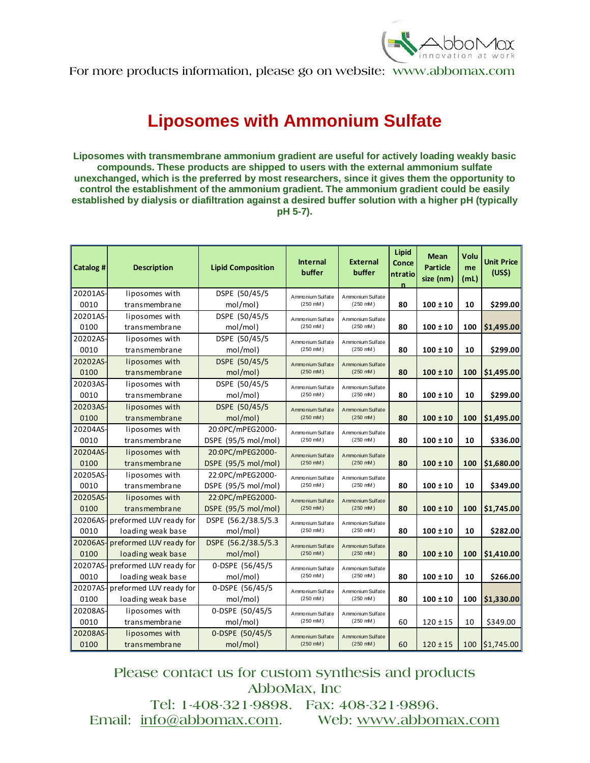For more products information, please go on website: www.abbomax.com

# Liposomes with Ammonium Sulfate

**Liposomes with transmembrane ammonium gradient are useful for actively loading weakly basic compounds. These products are shipped to users with the external ammonium sulfate unexchanged, which is the preferred by most researchers, since it gives them the opportunity to control the establishment of the ammonium gradient. The ammonium gradient could be easily established by dialysis or diafiltration against a desired buffer solution with a higher pH (typically pH 5-7).**

| Catalog # | Description | Lipid Composition | Internal buffer | External buffer | Lipid Concentration | Mean Particle size (nm) | Volume (mL) | Unit Price (US$) |
|---|---|---|---|---|---|---|---|---|
| 20201AS-0010 | liposomes with transmembrane | DSPE (50/45/5 mol/mol) | Ammonium Sulfate (250 mM) | Ammonium Sulfate (250 mM) | 80 | 100 ± 10 | 10 | $299.00 |
| 20201AS-0100 | liposomes with transmembrane | DSPE (50/45/5 mol/mol) | Ammonium Sulfate (250 mM) | Ammonium Sulfate (250 mM) | 80 | 100 ± 10 | 100 | $1,495.00 |
| 20202AS-0010 | liposomes with transmembrane | DSPE (50/45/5 mol/mol) | Ammonium Sulfate (250 mM) | Ammonium Sulfate (250 mM) | 80 | 100 ± 10 | 10 | $299.00 |
| 20202AS-0100 | liposomes with transmembrane | DSPE (50/45/5 mol/mol) | Ammonium Sulfate (250 mM) | Ammonium Sulfate (250 mM) | 80 | 100 ± 10 | 100 | $1,495.00 |
| 20203AS-0010 | liposomes with transmembrane | DSPE (50/45/5 mol/mol) | Ammonium Sulfate (250 mM) | Ammonium Sulfate (250 mM) | 80 | 100 ± 10 | 10 | $299.00 |
| 20203AS-0100 | liposomes with transmembrane | DSPE (50/45/5 mol/mol) | Ammonium Sulfate (250 mM) | Ammonium Sulfate (250 mM) | 80 | 100 ± 10 | 100 | $1,495.00 |
| 20204AS-0010 | liposomes with transmembrane | 20:0PC/mPEG2000-DSPE (95/5 mol/mol) | Ammonium Sulfate (250 mM) | Ammonium Sulfate (250 mM) | 80 | 100 ± 10 | 10 | $336.00 |
| 20204AS-0100 | liposomes with transmembrane | 20:0PC/mPEG2000-DSPE (95/5 mol/mol) | Ammonium Sulfate (250 mM) | Ammonium Sulfate (250 mM) | 80 | 100 ± 10 | 100 | $1,680.00 |
| 20205AS-0010 | liposomes with transmembrane | 22:0PC/mPEG2000-DSPE (95/5 mol/mol) | Ammonium Sulfate (250 mM) | Ammonium Sulfate (250 mM) | 80 | 100 ± 10 | 10 | $349.00 |
| 20205AS-0100 | liposomes with transmembrane | 22:0PC/mPEG2000-DSPE (95/5 mol/mol) | Ammonium Sulfate (250 mM) | Ammonium Sulfate (250 mM) | 80 | 100 ± 10 | 100 | $1,745.00 |
| 20206AS-0010 | preformed LUV ready for loading weak base | DSPE (56.2/38.5/5.3 mol/mol) | Ammonium Sulfate (250 mM) | Ammonium Sulfate (250 mM) | 80 | 100 ± 10 | 10 | $282.00 |
| 20206AS-0100 | preformed LUV ready for loading weak base | DSPE (56.2/38.5/5.3 mol/mol) | Ammonium Sulfate (250 mM) | Ammonium Sulfate (250 mM) | 80 | 100 ± 10 | 100 | $1,410.00 |
| 20207AS-0010 | preformed LUV ready for loading weak base | 0-DSPE (56/45/5 mol/mol) | Ammonium Sulfate (250 mM) | Ammonium Sulfate (250 mM) | 80 | 100 ± 10 | 10 | $266.00 |
| 20207AS-0100 | preformed LUV ready for loading weak base | 0-DSPE (56/45/5 mol/mol) | Ammonium Sulfate (250 mM) | Ammonium Sulfate (250 mM) | 80 | 100 ± 10 | 100 | $1,330.00 |
| 20208AS-0010 | liposomes with transmembrane | 0-DSPE (50/45/5 mol/mol) | Ammonium Sulfate (250 mM) | Ammonium Sulfate (250 mM) | 60 | 120 ± 15 | 10 | $349.00 |
| 20208AS-0100 | liposomes with transmembrane | 0-DSPE (50/45/5 mol/mol) | Ammonium Sulfate (250 mM) | Ammonium Sulfate (250 mM) | 60 | 120 ± 15 | 100 | $1,745.00 |

Please contact us for custom synthesis and products
AbboMax, Inc
Tel: 1-408-321-9898. Fax: 408-321-9896.
Email: info@abbomax.com. Web: www.abbomax.com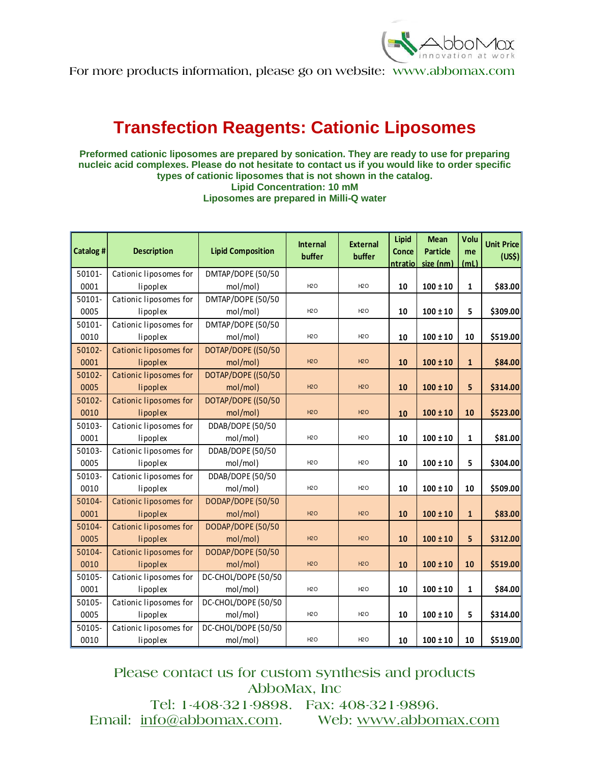For more products information, please go on website: www.abbomax.com

# Transfection Reagents: Cationic Liposomes

**Preformed cationic liposomes are prepared by sonication. They are ready to use for preparing nucleic acid complexes. Please do not hesitate to contact us if you would like to order specific types of cationic liposomes that is not shown in the catalog.**
**Lipid Concentration: 10 mM**
**Liposomes are prepared in Milli-Q water**

| Catalog # | Description | Lipid Composition | Internal buffer | External buffer | Lipid Concentratio | Mean Particle size (nm) | Volume (mL) | Unit Price (US$) |
|---|---|---|---|---|---|---|---|---|
| 50101-0001 | Cationic liposomes for lipoplex | DMTAP/DOPE (50/50 mol/mol) | $H_2O$ | $H_2O$ | 10 | 100 ± 10 | 1 | $83.00 |
| 50101-0005 | Cationic liposomes for lipoplex | DMTAP/DOPE (50/50 mol/mol) | $H_2O$ | $H_2O$ | 10 | 100 ± 10 | 5 | $309.00 |
| 50101-0010 | Cationic liposomes for lipoplex | DMTAP/DOPE (50/50 mol/mol) | $H_2O$ | $H_2O$ | 10 | 100 ± 10 | 10 | $519.00 |
| 50102-0001 | Cationic liposomes for lipoplex | DOTAP/DOPE ((50/50 mol/mol) | $H_2O$ | $H_2O$ | 10 | 100 ± 10 | 1 | $84.00 |
| 50102-0005 | Cationic liposomes for lipoplex | DOTAP/DOPE ((50/50 mol/mol) | $H_2O$ | $H_2O$ | 10 | 100 ± 10 | 5 | $314.00 |
| 50102-0010 | Cationic liposomes for lipoplex | DOTAP/DOPE ((50/50 mol/mol) | $H_2O$ | $H_2O$ | 10 | 100 ± 10 | 10 | $523.00 |
| 50103-0001 | Cationic liposomes for lipoplex | DDAB/DOPE (50/50 mol/mol) | $H_2O$ | $H_2O$ | 10 | 100 ± 10 | 1 | $81.00 |
| 50103-0005 | Cationic liposomes for lipoplex | DDAB/DOPE (50/50 mol/mol) | $H_2O$ | $H_2O$ | 10 | 100 ± 10 | 5 | $304.00 |
| 50103-0010 | Cationic liposomes for lipoplex | DDAB/DOPE (50/50 mol/mol) | $H_2O$ | $H_2O$ | 10 | 100 ± 10 | 10 | $509.00 |
| 50104-0001 | Cationic liposomes for lipoplex | DODAP/DOPE (50/50 mol/mol) | $H_2O$ | $H_2O$ | 10 | 100 ± 10 | 1 | $83.00 |
| 50104-0005 | Cationic liposomes for lipoplex | DODAP/DOPE (50/50 mol/mol) | $H_2O$ | $H_2O$ | 10 | 100 ± 10 | 5 | $312.00 |
| 50104-0010 | Cationic liposomes for lipoplex | DODAP/DOPE (50/50 mol/mol) | $H_2O$ | $H_2O$ | 10 | 100 ± 10 | 10 | $519.00 |
| 50105-0001 | Cationic liposomes for lipoplex | DC-CHOL/DOPE (50/50 mol/mol) | $H_2O$ | $H_2O$ | 10 | 100 ± 10 | 1 | $84.00 |
| 50105-0005 | Cationic liposomes for lipoplex | DC-CHOL/DOPE (50/50 mol/mol) | $H_2O$ | $H_2O$ | 10 | 100 ± 10 | 5 | $314.00 |
| 50105-0010 | Cationic liposomes for lipoplex | DC-CHOL/DOPE (50/50 mol/mol) | $H_2O$ | $H_2O$ | 10 | 100 ± 10 | 10 | $519.00 |

Please contact us for custom synthesis and products
AbboMax, Inc
Tel: 1-408-321-9898. Fax: 408-321-9896.
Email: info@abbomax.com. Web: www.abbomax.com